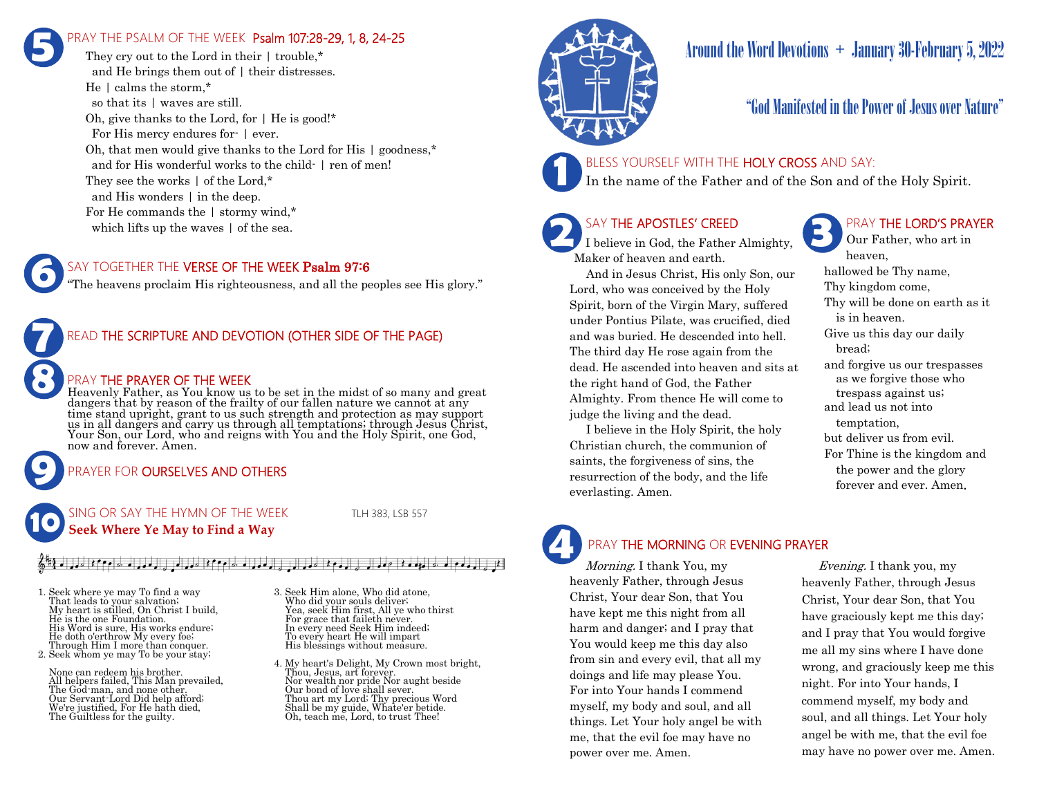# Around the Word Devotions + January 30-February 5, 2022

## "God Manifested in the Power of Jesus over Nature"

### 1 BLESS YOURSELF WITH THE HOLY CROSS AND SAY:

In the name of the Father and of the Son and of the Holy Spirit.

### 2 SAY THE APOSTLES' CREED

I believe in God, the Father Almighty, Maker of heaven and earth.

And in Jesus Christ, His only Son, our Lord, who was conceived by the Holy Spirit, born of the Virgin Mary, suffered under Pontius Pilate, was crucified, died and was buried. He descended into hell. The third day He rose again from the dead. He ascended into heaven and sits at the right hand of God, the Father Almighty. From thence He will come to judge the living and the dead.

I believe in the Holy Spirit, the holy Christian church, the communion of saints, the forgiveness of sins, the resurrection of the body, and the life everlasting. Amen.

### 3 PRAY THE LORD'S PRAYER

Our Father, who art in heaven,  
hallowed be Thy name,  
Thy kingdom come,  
Thy will be done on earth as it is in heaven.  
Give us this day our daily bread;  
and forgive us our trespasses as we forgive those who trespass against us;  
and lead us not into temptation,  
but deliver us from evil.  
For Thine is the kingdom and the power and the glory forever and ever. Amen.

### 4 PRAY THE MORNING OR EVENING PRAYER

*Morning.* I thank You, my heavenly Father, through Jesus Christ, Your dear Son, that You have kept me this night from all harm and danger; and I pray that You would keep me this day also from sin and every evil, that all my doings and life may please You. For into Your hands I commend myself, my body and soul, and all things. Let Your holy angel be with me, that the evil foe may have no power over me. Amen.

*Evening.* I thank you, my heavenly Father, through Jesus Christ, Your dear Son, that You have graciously kept me this day; and I pray that You would forgive me all my sins where I have done wrong, and graciously keep me this night. For into Your hands, I commend myself, my body and soul, and all things. Let Your holy angel be with me, that the evil foe may have no power over me. Amen.

### 5 PRAY THE PSALM OF THE WEEK Psalm 107:28-29, 1, 8, 24-25

They cry out to the Lord in their | trouble,*  
and He brings them out of | their distresses.  
He | calms the storm,*  
so that its | waves are still.  
Oh, give thanks to the Lord, for | He is good!*  
For His mercy endures for- | ever.  
Oh, that men would give thanks to the Lord for His | goodness,*  
and for His wonderful works to the child- | ren of men!  
They see the works | of the Lord,*  
and His wonders | in the deep.  
For He commands the | stormy wind,*  
which lifts up the waves | of the sea.

### 6 SAY TOGETHER THE VERSE OF THE WEEK Psalm 97:6

"The heavens proclaim His righteousness, and all the peoples see His glory."

### 7 READ THE SCRIPTURE AND DEVOTION (OTHER SIDE OF THE PAGE)

### 8 PRAY THE PRAYER OF THE WEEK

Heavenly Father, as You know us to be set in the midst of so many and great dangers that by reason of the frailty of our fallen nature we cannot at any time stand upright, grant to us such strength and protection as may support us in all dangers and carry us through all temptations; through Jesus Christ, Your Son, our Lord, who and reigns with You and the Holy Spirit, one God, now and forever. Amen.

### 9 PRAYER FOR OURSELVES AND OTHERS

### 10 SING OR SAY THE HYMN OF THE WEEK TLH 383, LSB 557

**Seek Where Ye May to Find a Way**

1. Seek where ye may To find a way  
That leads to your salvation;  
My heart is stilled, On Christ I build,  
He is the one Foundation.  
His Word is sure, His works endure;  
He doth o'erthrow My every foe;  
Through Him I more than conquer.

2. Seek whom ye may To be your stay;  
None can redeem his brother.  
All helpers failed, This Man prevailed,  
The God-man, and none other.  
Our Servant-Lord Did help afford;  
We're justified, For He hath died,  
The Guiltless for the guilty.

3. Seek Him alone, Who did atone,  
Who did your souls deliver;  
Yea, seek Him first, All ye who thirst  
For grace that faileth never.  
In every need Seek Him indeed;  
To every heart He will impart  
His blessings without measure.

4. My heart's Delight, My Crown most bright,  
Thou, Jesus, art forever.  
Nor wealth nor pride Nor aught beside  
Our bond of love shall sever.  
Thou art my Lord; Thy precious Word  
Shall be my guide, Whate'er betide.  
Oh, teach me, Lord, to trust Thee!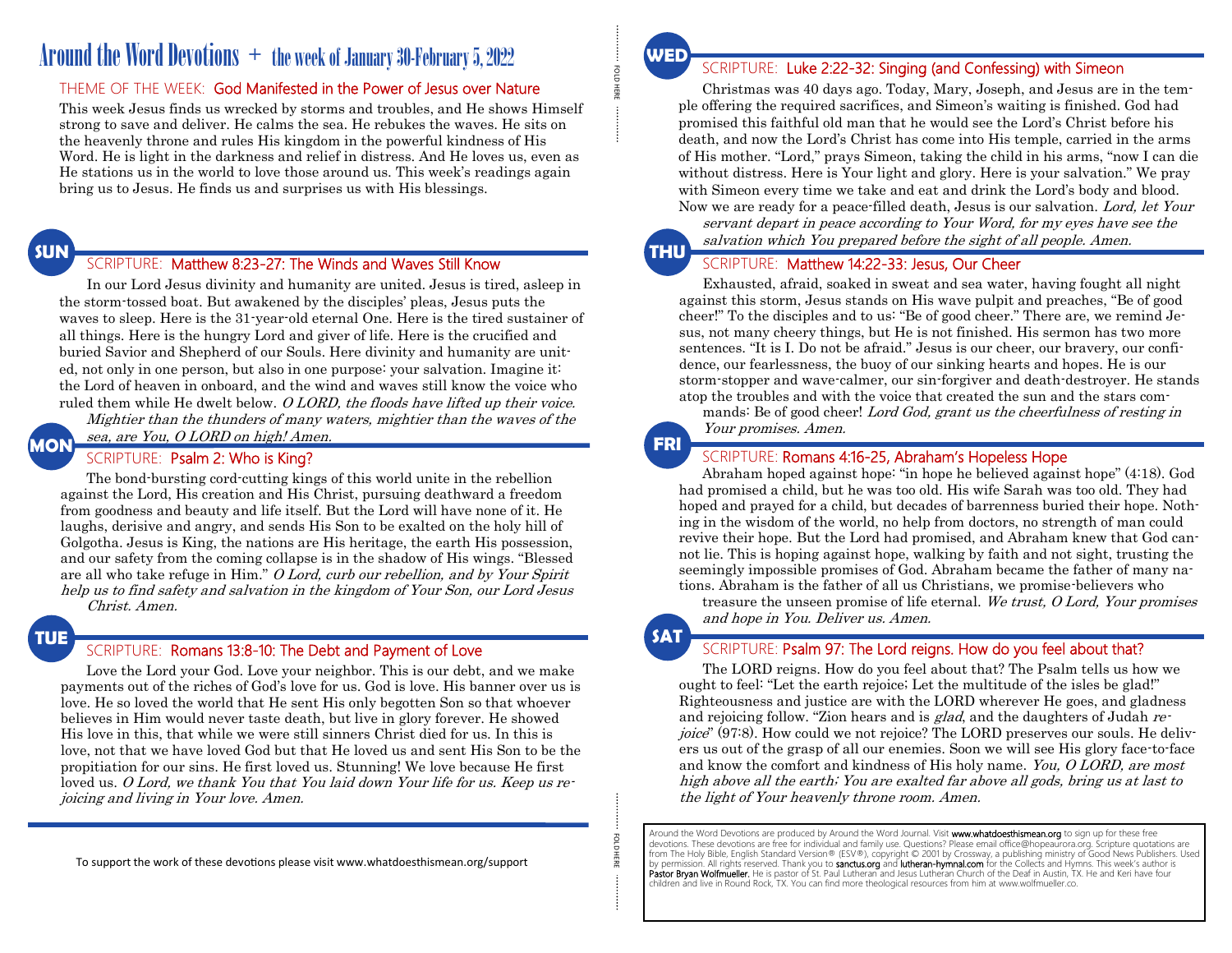# Around the Word Devotions + the week of January 30-February 5, 2022

THEME OF THE WEEK: **God Manifested in the Power of Jesus over Nature**

This week Jesus finds us wrecked by storms and troubles, and He shows Himself strong to save and deliver. He calms the sea. He rebukes the waves. He sits on the heavenly throne and rules His kingdom in the powerful kindness of His Word. He is light in the darkness and relief in distress. And He loves us, even as He stations us in the world to love those around us. This week's readings again bring us to Jesus. He finds us and surprises us with His blessings.

## SUN

SCRIPTURE: **Matthew 8:23-27: The Winds and Waves Still Know**

In our Lord Jesus divinity and humanity are united. Jesus is tired, asleep in the storm-tossed boat. But awakened by the disciples' pleas, Jesus puts the waves to sleep. Here is the 31-year-old eternal One. Here is the tired sustainer of all things. Here is the hungry Lord and giver of life. Here is the crucified and buried Savior and Shepherd of our Souls. Here divinity and humanity are united, not only in one person, but also in one purpose: your salvation. Imagine it: the Lord of heaven in onboard, and the wind and waves still know the voice who ruled them while He dwelt below. *O LORD, the floods have lifted up their voice. Mightier than the thunders of many waters, mightier than the waves of the sea, are You, O LORD on high! Amen.*

## MON

SCRIPTURE: **Psalm 2: Who is King?**

The bond-bursting cord-cutting kings of this world unite in the rebellion against the Lord, His creation and His Christ, pursuing deathward a freedom from goodness and beauty and life itself. But the Lord will have none of it. He laughs, derisive and angry, and sends His Son to be exalted on the holy hill of Golgotha. Jesus is King, the nations are His heritage, the earth His possession, and our safety from the coming collapse is in the shadow of His wings. "Blessed are all who take refuge in Him." *O Lord, curb our rebellion, and by Your Spirit help us to find safety and salvation in the kingdom of Your Son, our Lord Jesus Christ. Amen.*

## TUE

SCRIPTURE: **Romans 13:8-10: The Debt and Payment of Love**

Love the Lord your God. Love your neighbor. This is our debt, and we make payments out of the riches of God's love for us. God is love. His banner over us is love. He so loved the world that He sent His only begotten Son so that whoever believes in Him would never taste death, but live in glory forever. He showed His love in this, that while we were still sinners Christ died for us. In this is love, not that we have loved God but that He loved us and sent His Son to be the propitiation for our sins. He first loved us. Stunning! We love because He first loved us. *O Lord, we thank You that You laid down Your life for us. Keep us rejoicing and living in Your love. Amen.*

To support the work of these devotions please visit www.whatdoesthismean.org/support

## WED

SCRIPTURE: **Luke 2:22-32: Singing (and Confessing) with Simeon**

Christmas was 40 days ago. Today, Mary, Joseph, and Jesus are in the temple offering the required sacrifices, and Simeon's waiting is finished. God had promised this faithful old man that he would see the Lord's Christ before his death, and now the Lord's Christ has come into His temple, carried in the arms of His mother. "Lord," prays Simeon, taking the child in his arms, "now I can die without distress. Here is Your light and glory. Here is your salvation." We pray with Simeon every time we take and eat and drink the Lord's body and blood. Now we are ready for a peace-filled death, Jesus is our salvation. *Lord, let Your servant depart in peace according to Your Word, for my eyes have see the salvation which You prepared before the sight of all people. Amen.*

## THU

SCRIPTURE: **Matthew 14:22-33: Jesus, Our Cheer**

Exhausted, afraid, soaked in sweat and sea water, having fought all night against this storm, Jesus stands on His wave pulpit and preaches, "Be of good cheer!" To the disciples and to us: "Be of good cheer." There are, we remind Jesus, not many cheery things, but He is not finished. His sermon has two more sentences. "It is I. Do not be afraid." Jesus is our cheer, our bravery, our confidence, our fearlessness, the buoy of our sinking hearts and hopes. He is our storm-stopper and wave-calmer, our sin-forgiver and death-destroyer. He stands atop the troubles and with the voice that created the sun and the stars commands: Be of good cheer! *Lord God, grant us the cheerfulness of resting in Your promises. Amen.*

## FRI

SCRIPTURE: **Romans 4:16-25, Abraham's Hopeless Hope**

Abraham hoped against hope: "in hope he believed against hope" (4:18). God had promised a child, but he was too old. His wife Sarah was too old. They had hoped and prayed for a child, but decades of barrenness buried their hope. Nothing in the wisdom of the world, no help from doctors, no strength of man could revive their hope. But the Lord had promised, and Abraham knew that God cannot lie. This is hoping against hope, walking by faith and not sight, trusting the seemingly impossible promises of God. Abraham became the father of many nations. Abraham is the father of all us Christians, we promise-believers who treasure the unseen promise of life eternal. *We trust, O Lord, Your promises and hope in You. Deliver us. Amen.*

## SAT

SCRIPTURE: **Psalm 97: The Lord reigns. How do you feel about that?**

The LORD reigns. How do you feel about that? The Psalm tells us how we ought to feel: "Let the earth rejoice; Let the multitude of the isles be glad!" Righteousness and justice are with the LORD wherever He goes, and gladness and rejoicing follow. "Zion hears and is *glad*, and the daughters of Judah *rejoice*" (97:8). How could we not rejoice? The LORD preserves our souls. He delivers us out of the grasp of all our enemies. Soon we will see His glory face-to-face and know the comfort and kindness of His holy name. *You, O LORD, are most high above all the earth; You are exalted far above all gods, bring us at last to the light of Your heavenly throne room. Amen.*

Around the Word Devotions are produced by Around the Word Journal. Visit **www.whatdoesthismean.org** to sign up for these free devotions. These devotions are free for individual and family use. Questions? Please email office@hopeaurora.org. Scripture quotations are from The Holy Bible, English Standard Version® (ESV®), copyright © 2001 by Crossway, a publishing ministry of Good News Publishers. Used by permission. All rights reserved. Thank you to **sanctus.org** and **lutheran-hymnal.com** for the Collects and Hymns. This week's author is **Pastor Bryan Wolfmueller**. He is pastor of St. Paul Lutheran and Jesus Lutheran Church of the Deaf in Austin, TX. He and Keri have four children and live in Round Rock, TX. You can find more theological resources from him at www.wolfmueller.co.